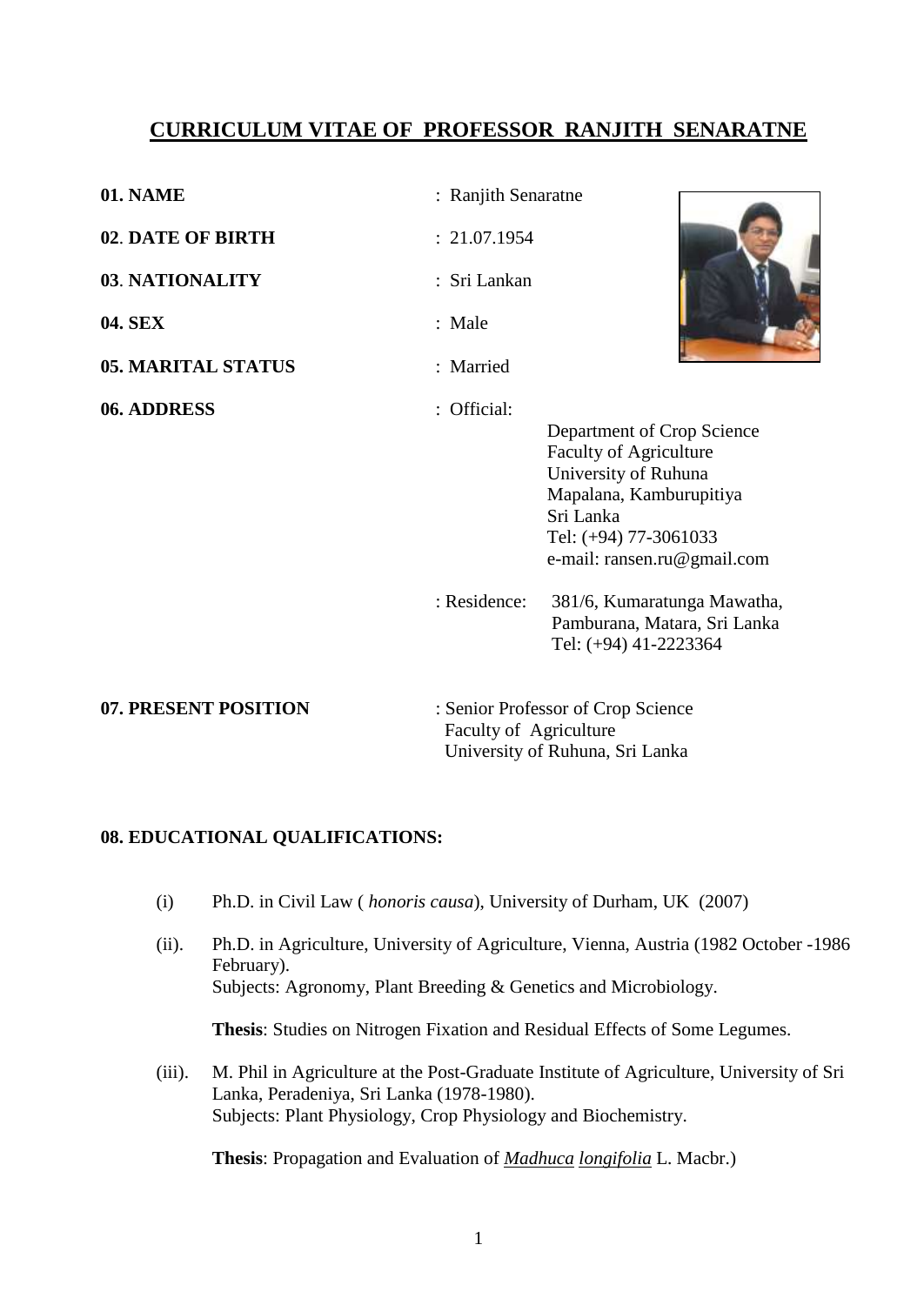# CURRICULUM VITAE OF PROFESSOR RANJITH SENARATNE

**01. NAME** : Ranjith Senaratne

**02. DATE OF BIRTH** : 21.07.1954

**03. NATIONALITY** : Sri Lankan

**04. SEX** : Male

**05. MARITAL STATUS** : Married

**06. ADDRESS** : Official:

Department of Crop Science
Faculty of Agriculture
University of Ruhuna
Mapalana, Kamburupitiya
Sri Lanka
Tel: (+94) 77-3061033
e-mail: ransen.ru@gmail.com

: Residence: 381/6, Kumaratunga Mawatha,
Pamburana, Matara, Sri Lanka
Tel: (+94) 41-2223364

**07. PRESENT POSITION** : Senior Professor of Crop Science
Faculty of Agriculture
University of Ruhuna, Sri Lanka

**08. EDUCATIONAL QUALIFICATIONS:**

(i) Ph.D. in Civil Law ( *honoris causa*), University of Durham, UK (2007)

(ii). Ph.D. in Agriculture, University of Agriculture, Vienna, Austria (1982 October -1986 February).
Subjects: Agronomy, Plant Breeding & Genetics and Microbiology.

**Thesis**: Studies on Nitrogen Fixation and Residual Effects of Some Legumes.

(iii). M. Phil in Agriculture at the Post-Graduate Institute of Agriculture, University of Sri Lanka, Peradeniya, Sri Lanka (1978-1980).
Subjects: Plant Physiology, Crop Physiology and Biochemistry.

**Thesis**: Propagation and Evaluation of *Madhuca longifolia* L. Macbr.)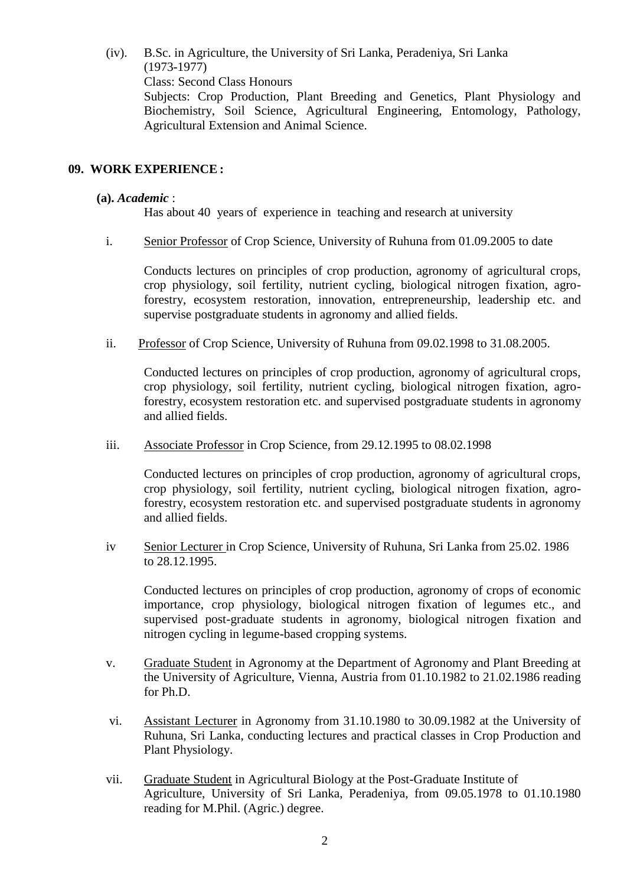(iv). B.Sc. in Agriculture, the University of Sri Lanka, Peradeniya, Sri Lanka (1973-1977)
Class: Second Class Honours
Subjects: Crop Production, Plant Breeding and Genetics, Plant Physiology and Biochemistry, Soil Science, Agricultural Engineering, Entomology, Pathology, Agricultural Extension and Animal Science.

## 09. WORK EXPERIENCE :

**(a).** ***Academic*** :

Has about 40 years of experience in teaching and research at university

i. Senior Professor of Crop Science, University of Ruhuna from 01.09.2005 to date

Conducts lectures on principles of crop production, agronomy of agricultural crops, crop physiology, soil fertility, nutrient cycling, biological nitrogen fixation, agro-forestry, ecosystem restoration, innovation, entrepreneurship, leadership etc. and supervise postgraduate students in agronomy and allied fields.

ii. Professor of Crop Science, University of Ruhuna from 09.02.1998 to 31.08.2005.

Conducted lectures on principles of crop production, agronomy of agricultural crops, crop physiology, soil fertility, nutrient cycling, biological nitrogen fixation, agro-forestry, ecosystem restoration etc. and supervised postgraduate students in agronomy and allied fields.

iii. Associate Professor in Crop Science, from 29.12.1995 to 08.02.1998

Conducted lectures on principles of crop production, agronomy of agricultural crops, crop physiology, soil fertility, nutrient cycling, biological nitrogen fixation, agro-forestry, ecosystem restoration etc. and supervised postgraduate students in agronomy and allied fields.

iv Senior Lecturer in Crop Science, University of Ruhuna, Sri Lanka from 25.02. 1986 to 28.12.1995.

Conducted lectures on principles of crop production, agronomy of crops of economic importance, crop physiology, biological nitrogen fixation of legumes etc., and supervised post-graduate students in agronomy, biological nitrogen fixation and nitrogen cycling in legume-based cropping systems.

v. Graduate Student in Agronomy at the Department of Agronomy and Plant Breeding at the University of Agriculture, Vienna, Austria from 01.10.1982 to 21.02.1986 reading for Ph.D.

vi. Assistant Lecturer in Agronomy from 31.10.1980 to 30.09.1982 at the University of Ruhuna, Sri Lanka, conducting lectures and practical classes in Crop Production and Plant Physiology.

vii. Graduate Student in Agricultural Biology at the Post-Graduate Institute of Agriculture, University of Sri Lanka, Peradeniya, from 09.05.1978 to 01.10.1980 reading for M.Phil. (Agric.) degree.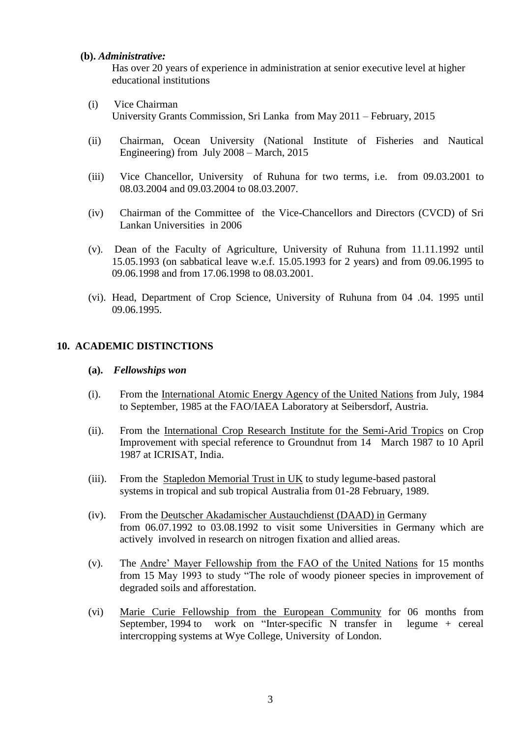**(b).** ***Administrative:***

Has over 20 years of experience in administration at senior executive level at higher educational institutions

(i) Vice Chairman
University Grants Commission, Sri Lanka from May 2011 – February, 2015

(ii) Chairman, Ocean University (National Institute of Fisheries and Nautical Engineering) from July 2008 – March, 2015

(iii) Vice Chancellor, University of Ruhuna for two terms, i.e. from 09.03.2001 to 08.03.2004 and 09.03.2004 to 08.03.2007.

(iv) Chairman of the Committee of the Vice-Chancellors and Directors (CVCD) of Sri Lankan Universities in 2006

(v). Dean of the Faculty of Agriculture, University of Ruhuna from 11.11.1992 until 15.05.1993 (on sabbatical leave w.e.f. 15.05.1993 for 2 years) and from 09.06.1995 to 09.06.1998 and from 17.06.1998 to 08.03.2001.

(vi). Head, Department of Crop Science, University of Ruhuna from 04 .04. 1995 until 09.06.1995.

## 10. ACADEMIC DISTINCTIONS

**(a).** ***Fellowships won***

(i). From the International Atomic Energy Agency of the United Nations from July, 1984 to September, 1985 at the FAO/IAEA Laboratory at Seibersdorf, Austria.

(ii). From the International Crop Research Institute for the Semi-Arid Tropics on Crop Improvement with special reference to Groundnut from 14 March 1987 to 10 April 1987 at ICRISAT, India.

(iii). From the Stapledon Memorial Trust in UK to study legume-based pastoral systems in tropical and sub tropical Australia from 01-28 February, 1989.

(iv). From the Deutscher Akadamischer Austauchdienst (DAAD) in Germany from 06.07.1992 to 03.08.1992 to visit some Universities in Germany which are actively involved in research on nitrogen fixation and allied areas.

(v). The Andre' Mayer Fellowship from the FAO of the United Nations for 15 months from 15 May 1993 to study "The role of woody pioneer species in improvement of degraded soils and afforestation.

(vi) Marie Curie Fellowship from the European Community for 06 months from September, 1994 to work on "Inter-specific N transfer in legume + cereal intercropping systems at Wye College, University of London.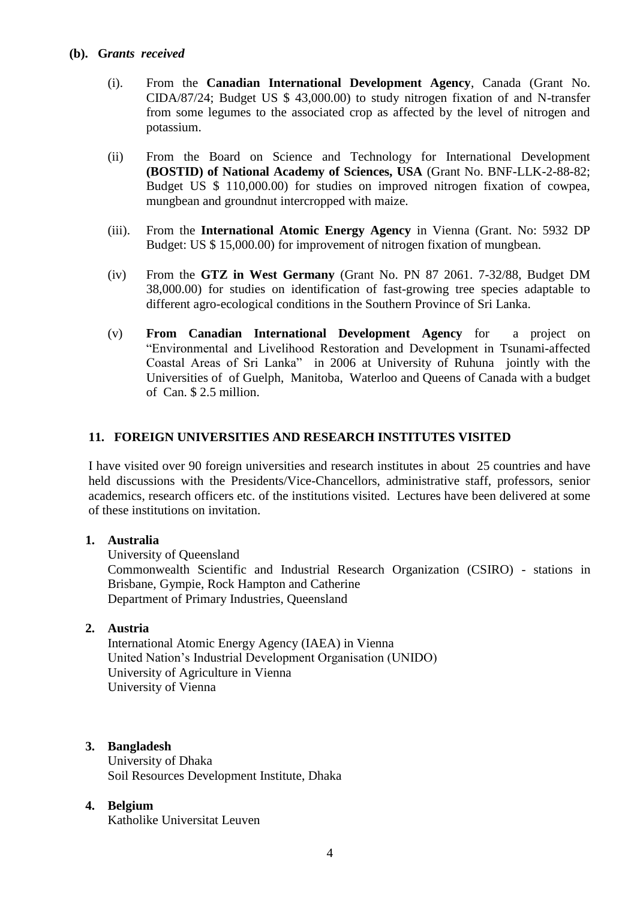**(b). G*rants received***

(i). From the **Canadian International Development Agency**, Canada (Grant No. CIDA/87/24; Budget US $ 43,000.00) to study nitrogen fixation of and N-transfer from some legumes to the associated crop as affected by the level of nitrogen and potassium.

(ii) From the Board on Science and Technology for International Development **(BOSTID) of National Academy of Sciences, USA** (Grant No. BNF-LLK-2-88-82; Budget US $ 110,000.00) for studies on improved nitrogen fixation of cowpea, mungbean and groundnut intercropped with maize.

(iii). From the **International Atomic Energy Agency** in Vienna (Grant. No: 5932 DP Budget: US $ 15,000.00) for improvement of nitrogen fixation of mungbean.

(iv) From the **GTZ in West Germany** (Grant No. PN 87 2061. 7-32/88, Budget DM 38,000.00) for studies on identification of fast-growing tree species adaptable to different agro-ecological conditions in the Southern Province of Sri Lanka.

(v) **From Canadian International Development Agency** for a project on "Environmental and Livelihood Restoration and Development in Tsunami-affected Coastal Areas of Sri Lanka" in 2006 at University of Ruhuna jointly with the Universities of of Guelph, Manitoba, Waterloo and Queens of Canada with a budget of Can. $ 2.5 million.

## 11. FOREIGN UNIVERSITIES AND RESEARCH INSTITUTES VISITED

I have visited over 90 foreign universities and research institutes in about 25 countries and have held discussions with the Presidents/Vice-Chancellors, administrative staff, professors, senior academics, research officers etc. of the institutions visited. Lectures have been delivered at some of these institutions on invitation.

**1. Australia**
University of Queensland
Commonwealth Scientific and Industrial Research Organization (CSIRO) - stations in Brisbane, Gympie, Rock Hampton and Catherine
Department of Primary Industries, Queensland

**2. Austria**
International Atomic Energy Agency (IAEA) in Vienna
United Nation's Industrial Development Organisation (UNIDO)
University of Agriculture in Vienna
University of Vienna

**3. Bangladesh**
University of Dhaka
Soil Resources Development Institute, Dhaka

**4. Belgium**
Katholike Universitat Leuven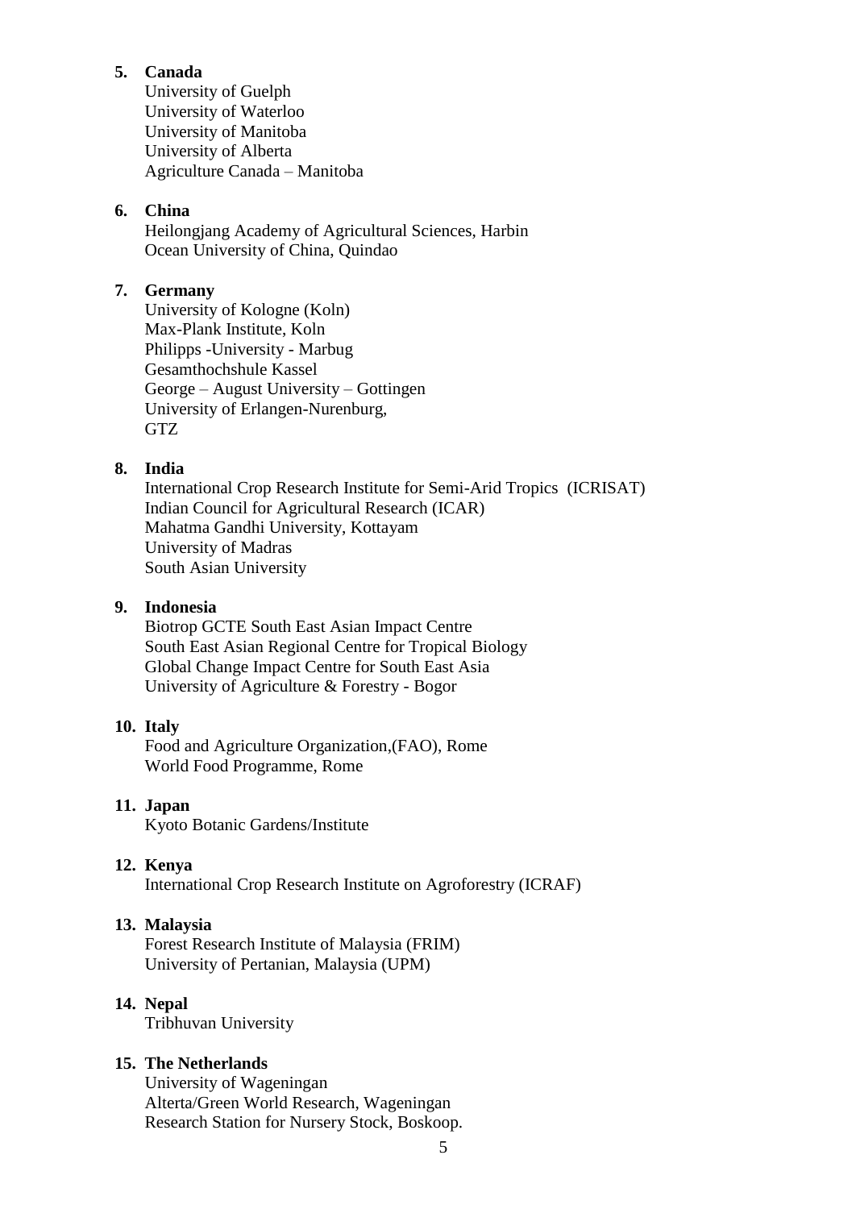**5. Canada**
University of Guelph
University of Waterloo
University of Manitoba
University of Alberta
Agriculture Canada – Manitoba

**6. China**
Heilongjang Academy of Agricultural Sciences, Harbin
Ocean University of China, Quindao

**7. Germany**
University of Kologne (Koln)
Max-Plank Institute, Koln
Philipps -University - Marbug
Gesamthochshule Kassel
George – August University – Gottingen
University of Erlangen-Nurenburg,
GTZ

**8. India**
International Crop Research Institute for Semi-Arid Tropics (ICRISAT)
Indian Council for Agricultural Research (ICAR)
Mahatma Gandhi University, Kottayam
University of Madras
South Asian University

**9. Indonesia**
Biotrop GCTE South East Asian Impact Centre
South East Asian Regional Centre for Tropical Biology
Global Change Impact Centre for South East Asia
University of Agriculture & Forestry - Bogor

**10. Italy**
Food and Agriculture Organization,(FAO), Rome
World Food Programme, Rome

**11. Japan**
Kyoto Botanic Gardens/Institute

**12. Kenya**
International Crop Research Institute on Agroforestry (ICRAF)

**13. Malaysia**
Forest Research Institute of Malaysia (FRIM)
University of Pertanian, Malaysia (UPM)

**14. Nepal**
Tribhuvan University

**15. The Netherlands**
University of Wageningen
Alterta/Green World Research, Wageningen
Research Station for Nursery Stock, Boskoop.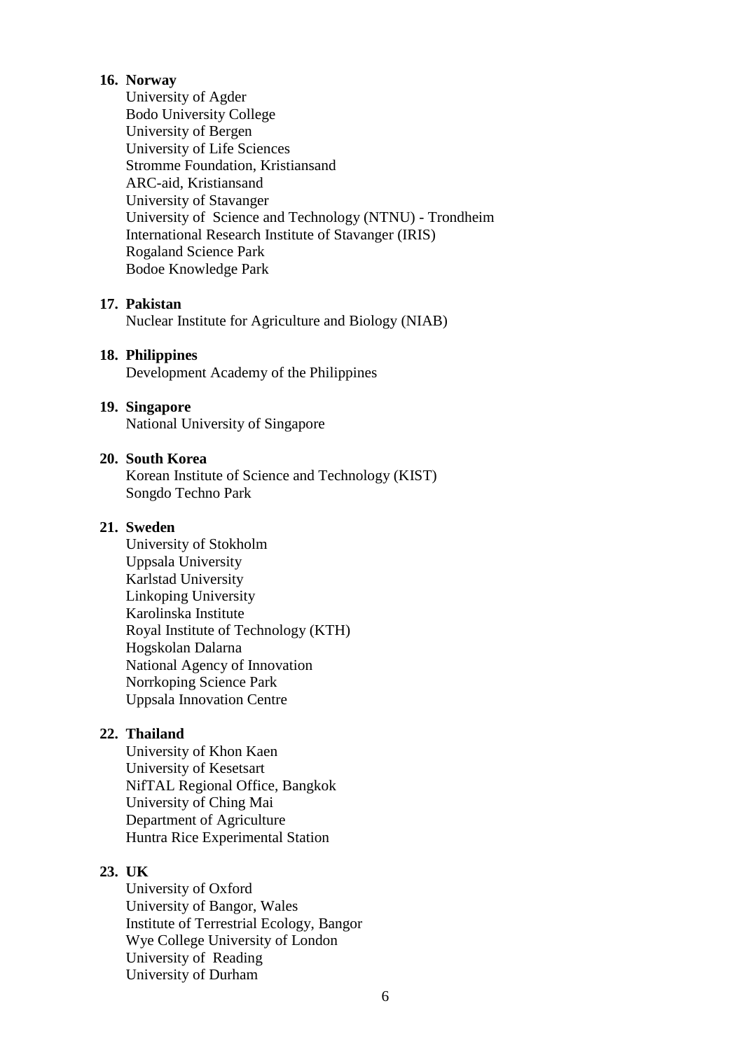16. **Norway**

    University of Agder
    Bodo University College
    University of Bergen
    University of Life Sciences
    Stromme Foundation, Kristiansand
    ARC-aid, Kristiansand
    University of Stavanger
    University of Science and Technology (NTNU) - Trondheim
    International Research Institute of Stavanger (IRIS)
    Rogaland Science Park
    Bodoe Knowledge Park

17. **Pakistan**

    Nuclear Institute for Agriculture and Biology (NIAB)

18. **Philippines**

    Development Academy of the Philippines

19. **Singapore**

    National University of Singapore

20. **South Korea**

    Korean Institute of Science and Technology (KIST)
    Songdo Techno Park

21. **Sweden**

    University of Stokholm
    Uppsala University
    Karlstad University
    Linkoping University
    Karolinska Institute
    Royal Institute of Technology (KTH)
    Hogskolan Dalarna
    National Agency of Innovation
    Norrkoping Science Park
    Uppsala Innovation Centre

22. **Thailand**

    University of Khon Kaen
    University of Kesetsart
    NifTAL Regional Office, Bangkok
    University of Ching Mai
    Department of Agriculture
    Huntra Rice Experimental Station

23. **UK**

    University of Oxford
    University of Bangor, Wales
    Institute of Terrestrial Ecology, Bangor
    Wye College University of London
    University of Reading
    University of Durham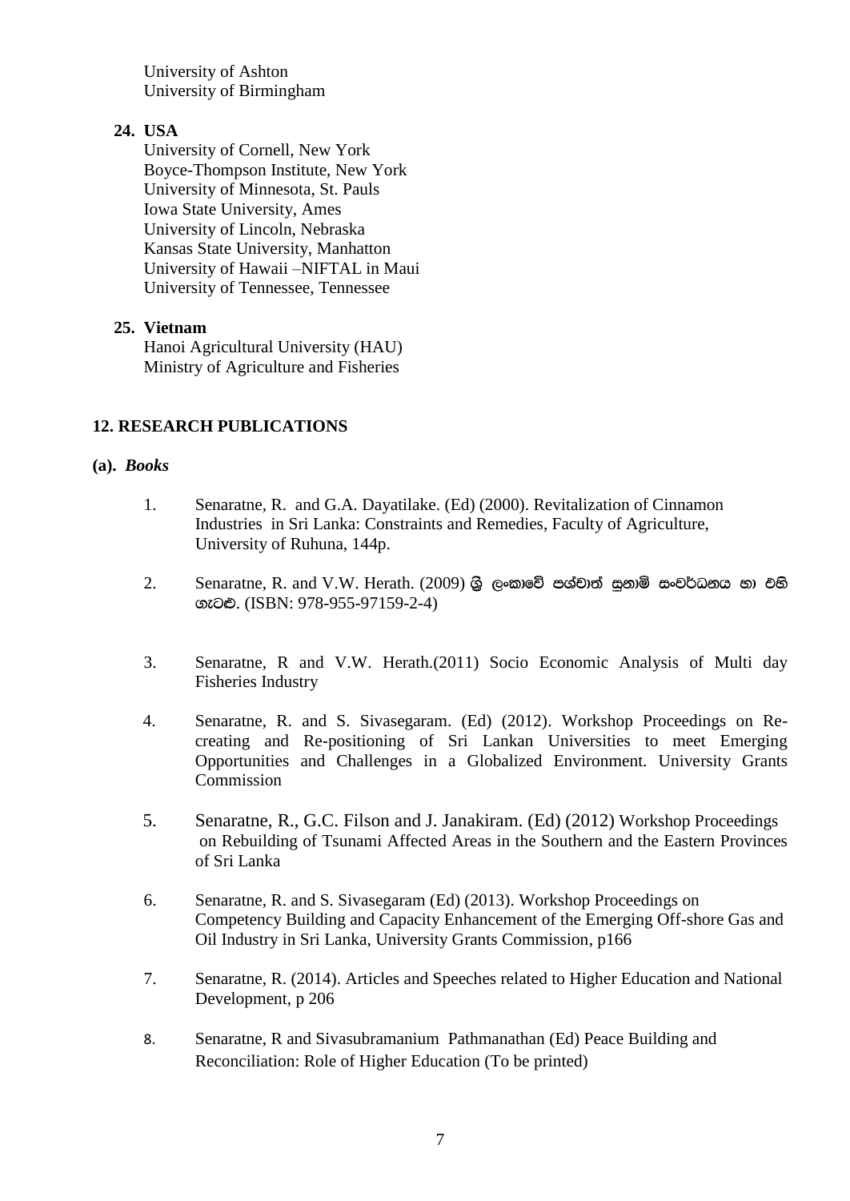University of Ashton
University of Birmingham

**24. USA**

University of Cornell, New York
Boyce-Thompson Institute, New York
University of Minnesota, St. Pauls
Iowa State University, Ames
University of Lincoln, Nebraska
Kansas State University, Manhatton
University of Hawaii –NIFTAL in Maui
University of Tennessee, Tennessee

**25. Vietnam**

Hanoi Agricultural University (HAU)
Ministry of Agriculture and Fisheries

## 12. RESEARCH PUBLICATIONS

### (a). *Books*

1. Senaratne, R. and G.A. Dayatilake. (Ed) (2000). Revitalization of Cinnamon Industries in Sri Lanka: Constraints and Remedies, Faculty of Agriculture, University of Ruhuna, 144p.

2. Senaratne, R. and V.W. Herath. (2009) **ශ්‍රී ලංකාවේ පශ්චාත් සුනාමි සංවර්ධනය හා එහි ගැටළු**. (ISBN: 978-955-97159-2-4)

3. Senaratne, R and V.W. Herath.(2011) Socio Economic Analysis of Multi day Fisheries Industry

4. Senaratne, R. and S. Sivasegaram. (Ed) (2012). Workshop Proceedings on Re-creating and Re-positioning of Sri Lankan Universities to meet Emerging Opportunities and Challenges in a Globalized Environment. University Grants Commission

5. Senaratne, R., G.C. Filson and J. Janakiram. (Ed) (2012) Workshop Proceedings on Rebuilding of Tsunami Affected Areas in the Southern and the Eastern Provinces of Sri Lanka

6. Senaratne, R. and S. Sivasegaram (Ed) (2013). Workshop Proceedings on Competency Building and Capacity Enhancement of the Emerging Off-shore Gas and Oil Industry in Sri Lanka, University Grants Commission, p166

7. Senaratne, R. (2014). Articles and Speeches related to Higher Education and National Development, p 206

8. Senaratne, R and Sivasubramanium Pathmanathan (Ed) Peace Building and Reconciliation: Role of Higher Education (To be printed)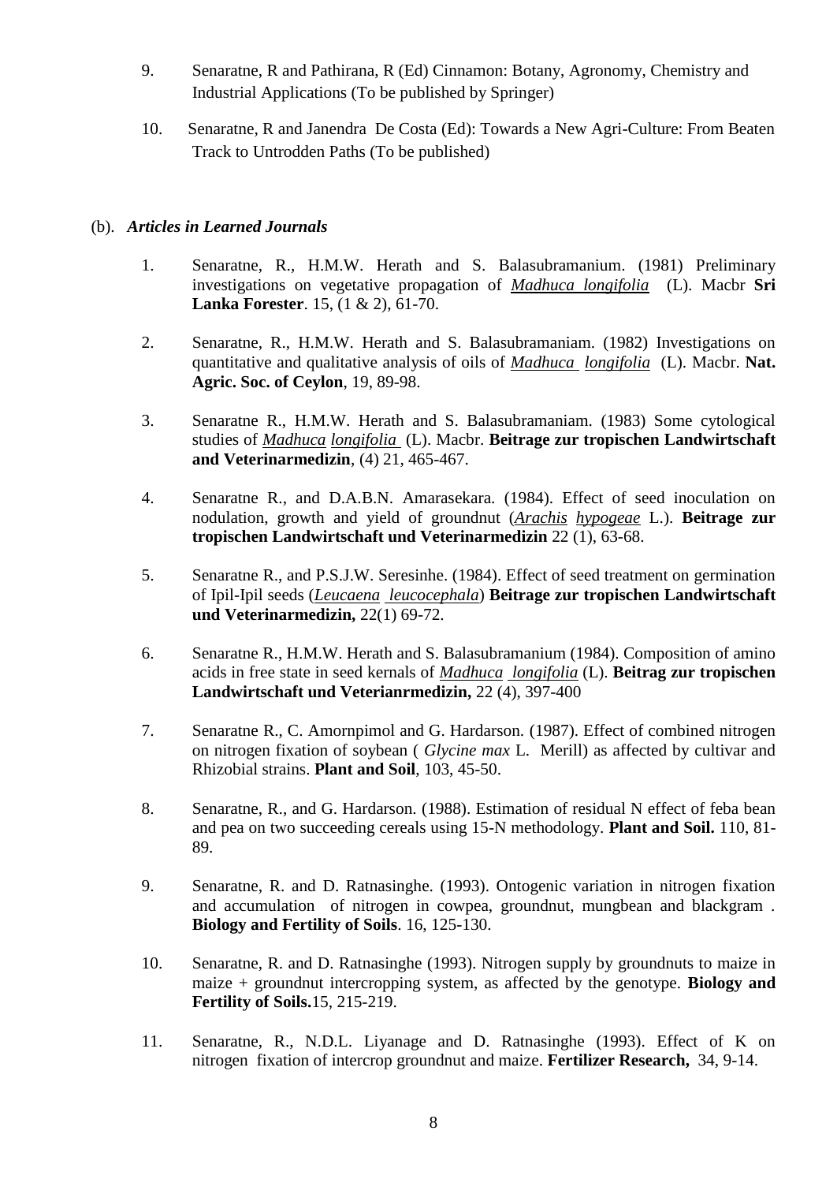9. Senaratne, R and Pathirana, R (Ed) Cinnamon: Botany, Agronomy, Chemistry and Industrial Applications (To be published by Springer)

10. Senaratne, R and Janendra De Costa (Ed): Towards a New Agri-Culture: From Beaten Track to Untrodden Paths (To be published)

(b). ***Articles in Learned Journals***

1. Senaratne, R., H.M.W. Herath and S. Balasubramanium. (1981) Preliminary investigations on vegetative propagation of *Madhuca longifolia* (L). Macbr **Sri Lanka Forester**. 15, (1 & 2), 61-70.

2. Senaratne, R., H.M.W. Herath and S. Balasubramaniam. (1982) Investigations on quantitative and qualitative analysis of oils of *Madhuca longifolia* (L). Macbr. **Nat. Agric. Soc. of Ceylon**, 19, 89-98.

3. Senaratne R., H.M.W. Herath and S. Balasubramaniam. (1983) Some cytological studies of *Madhuca longifolia* (L). Macbr. **Beitrage zur tropischen Landwirtschaft and Veterinarmedizin**, (4) 21, 465-467.

4. Senaratne R., and D.A.B.N. Amarasekara. (1984). Effect of seed inoculation on nodulation, growth and yield of groundnut (*Arachis hypogeae* L.). **Beitrage zur tropischen Landwirtschaft und Veterinarmedizin** 22 (1), 63-68.

5. Senaratne R., and P.S.J.W. Seresinhe. (1984). Effect of seed treatment on germination of Ipil-Ipil seeds (*Leucaena leucocephala*) **Beitrage zur tropischen Landwirtschaft und Veterinarmedizin,** 22(1) 69-72.

6. Senaratne R., H.M.W. Herath and S. Balasubramanium (1984). Composition of amino acids in free state in seed kernals of *Madhuca longifolia* (L). **Beitrag zur tropischen Landwirtschaft und Veterianrmedizin,** 22 (4), 397-400

7. Senaratne R., C. Amornpimol and G. Hardarson. (1987). Effect of combined nitrogen on nitrogen fixation of soybean ( *Glycine max* L. Merill) as affected by cultivar and Rhizobial strains. **Plant and Soil**, 103, 45-50.

8. Senaratne, R., and G. Hardarson. (1988). Estimation of residual N effect of feba bean and pea on two succeeding cereals using 15-N methodology. **Plant and Soil.** 110, 81-89.

9. Senaratne, R. and D. Ratnasinghe. (1993). Ontogenic variation in nitrogen fixation and accumulation of nitrogen in cowpea, groundnut, mungbean and blackgram . **Biology and Fertility of Soils**. 16, 125-130.

10. Senaratne, R. and D. Ratnasinghe (1993). Nitrogen supply by groundnuts to maize in maize + groundnut intercropping system, as affected by the genotype. **Biology and Fertility of Soils.**15, 215-219.

11. Senaratne, R., N.D.L. Liyanage and D. Ratnasinghe (1993). Effect of K on nitrogen fixation of intercrop groundnut and maize. **Fertilizer Research,** 34, 9-14.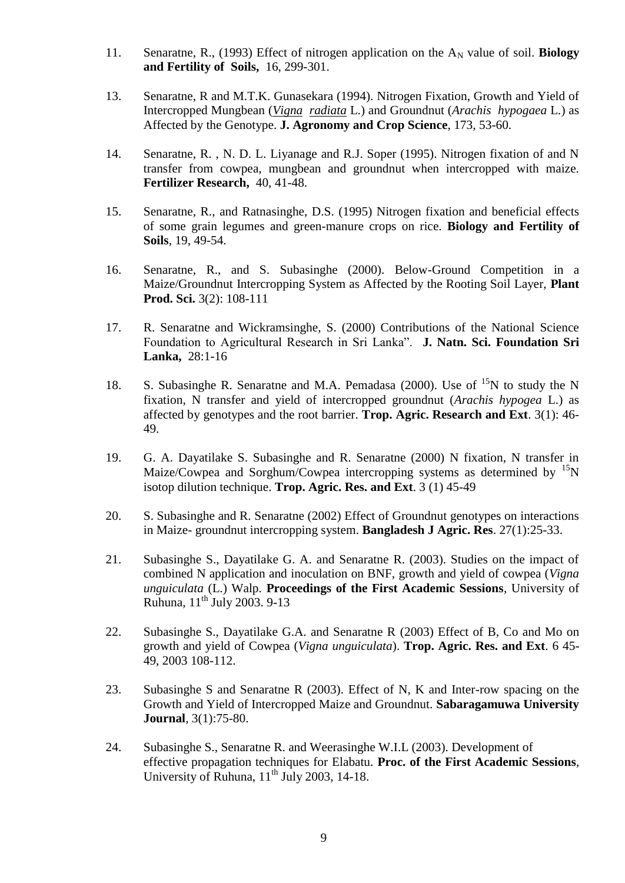11. Senaratne, R., (1993) Effect of nitrogen application on the $A_N$ value of soil. **Biology and Fertility of Soils,** 16, 299-301.

13. Senaratne, R and M.T.K. Gunasekara (1994). Nitrogen Fixation, Growth and Yield of Intercropped Mungbean (*Vigna radiata* L.) and Groundnut (*Arachis hypogaea* L.) as Affected by the Genotype. **J. Agronomy and Crop Science**, 173, 53-60.

14. Senaratne, R. , N. D. L. Liyanage and R.J. Soper (1995). Nitrogen fixation of and N transfer from cowpea, mungbean and groundnut when intercropped with maize. **Fertilizer Research,** 40, 41-48.

15. Senaratne, R., and Ratnasinghe, D.S. (1995) Nitrogen fixation and beneficial effects of some grain legumes and green-manure crops on rice. **Biology and Fertility of Soils**, 19, 49-54.

16. Senaratne, R., and S. Subasinghe (2000). Below-Ground Competition in a Maize/Groundnut Intercropping System as Affected by the Rooting Soil Layer, **Plant Prod. Sci.** 3(2): 108-111

17. R. Senaratne and Wickramsinghe, S. (2000) Contributions of the National Science Foundation to Agricultural Research in Sri Lanka". **J. Natn. Sci. Foundation Sri Lanka,** 28:1-16

18. S. Subasinghe R. Senaratne and M.A. Pemadasa (2000). Use of $^{15}$N to study the N fixation, N transfer and yield of intercropped groundnut (*Arachis hypogea* L.) as affected by genotypes and the root barrier. **Trop. Agric. Research and Ext**. 3(1): 46-49.

19. G. A. Dayatilake S. Subasinghe and R. Senaratne (2000) N fixation, N transfer in Maize/Cowpea and Sorghum/Cowpea intercropping systems as determined by $^{15}$N isotop dilution technique. **Trop. Agric. Res. and Ext**. 3 (1) 45-49

20. S. Subasinghe and R. Senaratne (2002) Effect of Groundnut genotypes on interactions in Maize- groundnut intercropping system. **Bangladesh J Agric. Res**. 27(1):25-33.

21. Subasinghe S., Dayatilake G. A. and Senaratne R. (2003). Studies on the impact of combined N application and inoculation on BNF, growth and yield of cowpea (*Vigna unguiculata* (L.) Walp. **Proceedings of the First Academic Sessions**, University of Ruhuna, 11$^{th}$ July 2003. 9-13

22. Subasinghe S., Dayatilake G.A. and Senaratne R (2003) Effect of B, Co and Mo on growth and yield of Cowpea (*Vigna unguiculata*). **Trop. Agric. Res. and Ext**. 6 45-49, 2003 108-112.

23. Subasinghe S and Senaratne R (2003). Effect of N, K and Inter-row spacing on the Growth and Yield of Intercropped Maize and Groundnut. **Sabaragamuwa University Journal**, 3(1):75-80.

24. Subasinghe S., Senaratne R. and Weerasinghe W.I.L (2003). Development of effective propagation techniques for Elabatu. **Proc. of the First Academic Sessions**, University of Ruhuna, 11$^{th}$ July 2003, 14-18.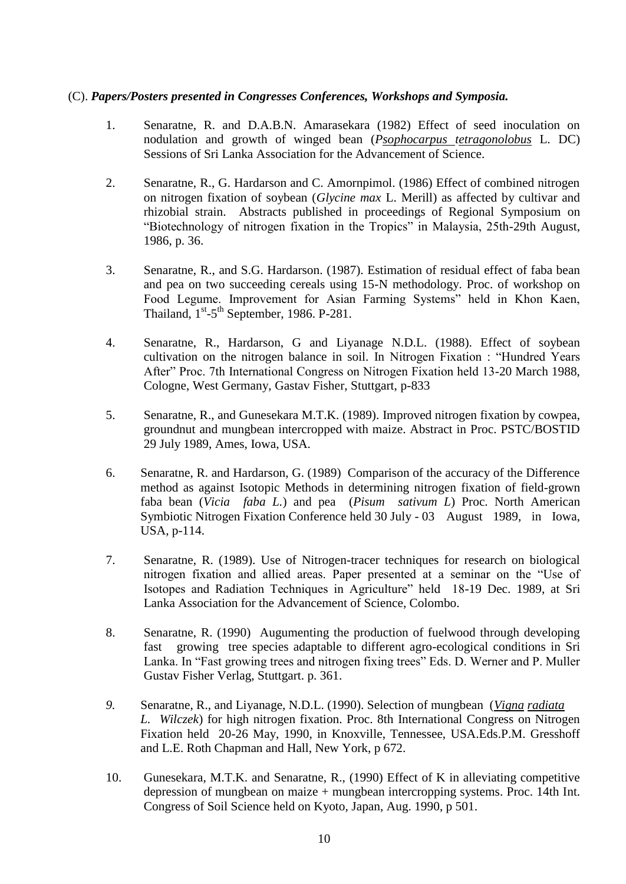(C). ***Papers/Posters presented in Congresses Conferences, Workshops and Symposia.***

1. Senaratne, R. and D.A.B.N. Amarasekara (1982) Effect of seed inoculation on nodulation and growth of winged bean (*Psophocarpus tetragonolobus* L. DC) Sessions of Sri Lanka Association for the Advancement of Science.

2. Senaratne, R., G. Hardarson and C. Amornpimol. (1986) Effect of combined nitrogen on nitrogen fixation of soybean (*Glycine max* L. Merill) as affected by cultivar and rhizobial strain. Abstracts published in proceedings of Regional Symposium on "Biotechnology of nitrogen fixation in the Tropics" in Malaysia, 25th-29th August, 1986, p. 36.

3. Senaratne, R., and S.G. Hardarson. (1987). Estimation of residual effect of faba bean and pea on two succeeding cereals using 15-N methodology. Proc. of workshop on Food Legume. Improvement for Asian Farming Systems" held in Khon Kaen, Thailand, 1st-5th September, 1986. P-281.

4. Senaratne, R., Hardarson, G and Liyanage N.D.L. (1988). Effect of soybean cultivation on the nitrogen balance in soil. In Nitrogen Fixation : "Hundred Years After" Proc. 7th International Congress on Nitrogen Fixation held 13-20 March 1988, Cologne, West Germany, Gastav Fisher, Stuttgart, p-833

5. Senaratne, R., and Gunesekara M.T.K. (1989). Improved nitrogen fixation by cowpea, groundnut and mungbean intercropped with maize. Abstract in Proc. PSTC/BOSTID 29 July 1989, Ames, Iowa, USA.

6. Senaratne, R. and Hardarson, G. (1989) Comparison of the accuracy of the Difference method as against Isotopic Methods in determining nitrogen fixation of field-grown faba bean (*Vicia faba L.*) and pea (*Pisum sativum L*) Proc. North American Symbiotic Nitrogen Fixation Conference held 30 July - 03 August 1989, in Iowa, USA, p-114.

7. Senaratne, R. (1989). Use of Nitrogen-tracer techniques for research on biological nitrogen fixation and allied areas. Paper presented at a seminar on the "Use of Isotopes and Radiation Techniques in Agriculture" held 18-19 Dec. 1989, at Sri Lanka Association for the Advancement of Science, Colombo.

8. Senaratne, R. (1990) Augumenting the production of fuelwood through developing fast growing tree species adaptable to different agro-ecological conditions in Sri Lanka. In "Fast growing trees and nitrogen fixing trees" Eds. D. Werner and P. Muller Gustav Fisher Verlag, Stuttgart. p. 361.

9. Senaratne, R., and Liyanage, N.D.L. (1990). Selection of mungbean (*Vigna radiata L. Wilczek*) for high nitrogen fixation. Proc. 8th International Congress on Nitrogen Fixation held 20-26 May, 1990, in Knoxville, Tennessee, USA.Eds.P.M. Gresshoff and L.E. Roth Chapman and Hall, New York, p 672.

10. Gunesekara, M.T.K. and Senaratne, R., (1990) Effect of K in alleviating competitive depression of mungbean on maize + mungbean intercropping systems. Proc. 14th Int. Congress of Soil Science held on Kyoto, Japan, Aug. 1990, p 501.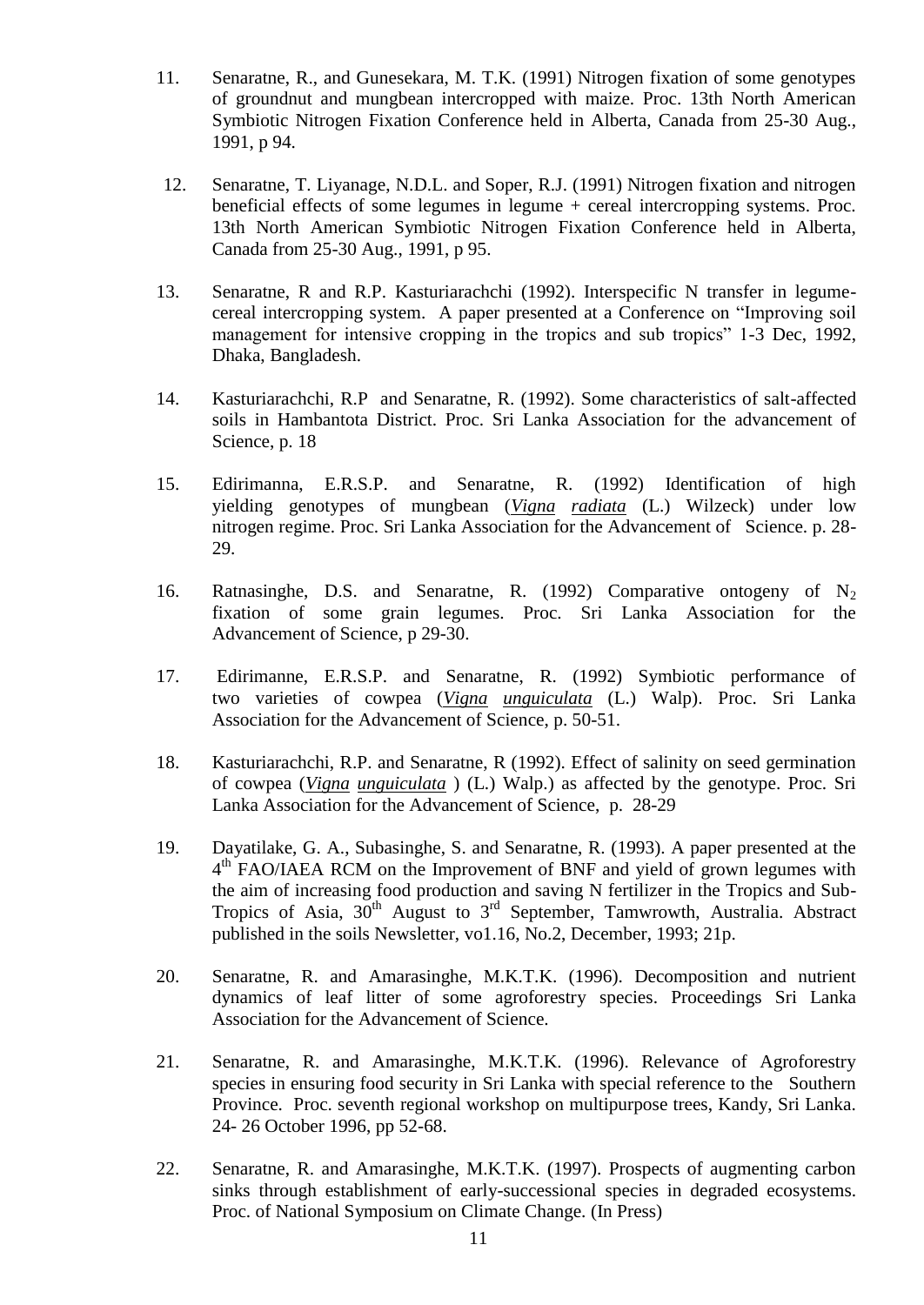11. Senaratne, R., and Gunesekara, M. T.K. (1991) Nitrogen fixation of some genotypes of groundnut and mungbean intercropped with maize. Proc. 13th North American Symbiotic Nitrogen Fixation Conference held in Alberta, Canada from 25-30 Aug., 1991, p 94.

12. Senaratne, T. Liyanage, N.D.L. and Soper, R.J. (1991) Nitrogen fixation and nitrogen beneficial effects of some legumes in legume + cereal intercropping systems. Proc. 13th North American Symbiotic Nitrogen Fixation Conference held in Alberta, Canada from 25-30 Aug., 1991, p 95.

13. Senaratne, R and R.P. Kasturiarachchi (1992). Interspecific N transfer in legume-cereal intercropping system. A paper presented at a Conference on "Improving soil management for intensive cropping in the tropics and sub tropics" 1-3 Dec, 1992, Dhaka, Bangladesh.

14. Kasturiarachchi, R.P and Senaratne, R. (1992). Some characteristics of salt-affected soils in Hambantota District. Proc. Sri Lanka Association for the advancement of Science, p. 18

15. Edirimanna, E.R.S.P. and Senaratne, R. (1992) Identification of high yielding genotypes of mungbean (*Vigna radiata* (L.) Wilzeck) under low nitrogen regime. Proc. Sri Lanka Association for the Advancement of Science. p. 28-29.

16. Ratnasinghe, D.S. and Senaratne, R. (1992) Comparative ontogeny of $N_2$ fixation of some grain legumes. Proc. Sri Lanka Association for the Advancement of Science, p 29-30.

17. Edirimanne, E.R.S.P. and Senaratne, R. (1992) Symbiotic performance of two varieties of cowpea (*Vigna unguiculata* (L.) Walp). Proc. Sri Lanka Association for the Advancement of Science, p. 50-51.

18. Kasturiarachchi, R.P. and Senaratne, R (1992). Effect of salinity on seed germination of cowpea (*Vigna unguiculata* ) (L.) Walp.) as affected by the genotype. Proc. Sri Lanka Association for the Advancement of Science, p. 28-29

19. Dayatilake, G. A., Subasinghe, S. and Senaratne, R. (1993). A paper presented at the 4th FAO/IAEA RCM on the Improvement of BNF and yield of grown legumes with the aim of increasing food production and saving N fertilizer in the Tropics and Sub-Tropics of Asia, 30th August to 3rd September, Tamwrowth, Australia. Abstract published in the soils Newsletter, vo1.16, No.2, December, 1993; 21p.

20. Senaratne, R. and Amarasinghe, M.K.T.K. (1996). Decomposition and nutrient dynamics of leaf litter of some agroforestry species. Proceedings Sri Lanka Association for the Advancement of Science.

21. Senaratne, R. and Amarasinghe, M.K.T.K. (1996). Relevance of Agroforestry species in ensuring food security in Sri Lanka with special reference to the Southern Province. Proc. seventh regional workshop on multipurpose trees, Kandy, Sri Lanka. 24- 26 October 1996, pp 52-68.

22. Senaratne, R. and Amarasinghe, M.K.T.K. (1997). Prospects of augmenting carbon sinks through establishment of early-successional species in degraded ecosystems. Proc. of National Symposium on Climate Change. (In Press)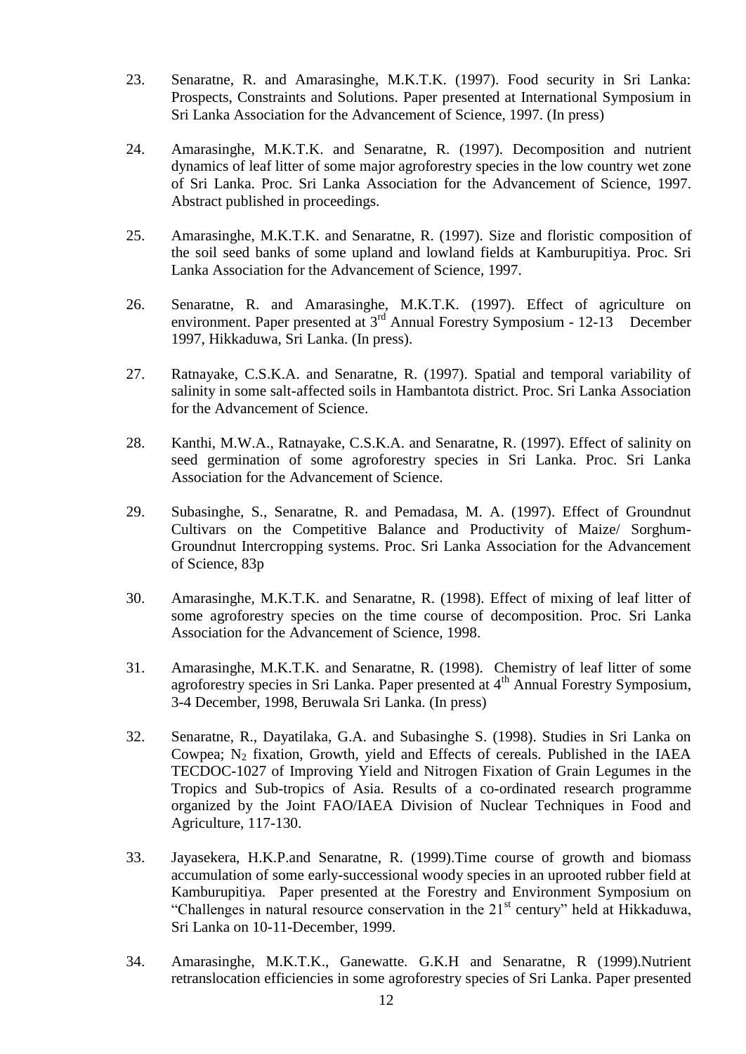23. Senaratne, R. and Amarasinghe, M.K.T.K. (1997). Food security in Sri Lanka: Prospects, Constraints and Solutions. Paper presented at International Symposium in Sri Lanka Association for the Advancement of Science, 1997. (In press)

24. Amarasinghe, M.K.T.K. and Senaratne, R. (1997). Decomposition and nutrient dynamics of leaf litter of some major agroforestry species in the low country wet zone of Sri Lanka. Proc. Sri Lanka Association for the Advancement of Science, 1997. Abstract published in proceedings.

25. Amarasinghe, M.K.T.K. and Senaratne, R. (1997). Size and floristic composition of the soil seed banks of some upland and lowland fields at Kamburupitiya. Proc. Sri Lanka Association for the Advancement of Science, 1997.

26. Senaratne, R. and Amarasinghe, M.K.T.K. (1997). Effect of agriculture on environment. Paper presented at 3rd Annual Forestry Symposium - 12-13 December 1997, Hikkaduwa, Sri Lanka. (In press).

27. Ratnayake, C.S.K.A. and Senaratne, R. (1997). Spatial and temporal variability of salinity in some salt-affected soils in Hambantota district. Proc. Sri Lanka Association for the Advancement of Science.

28. Kanthi, M.W.A., Ratnayake, C.S.K.A. and Senaratne, R. (1997). Effect of salinity on seed germination of some agroforestry species in Sri Lanka. Proc. Sri Lanka Association for the Advancement of Science.

29. Subasinghe, S., Senaratne, R. and Pemadasa, M. A. (1997). Effect of Groundnut Cultivars on the Competitive Balance and Productivity of Maize/ Sorghum-Groundnut Intercropping systems. Proc. Sri Lanka Association for the Advancement of Science, 83p

30. Amarasinghe, M.K.T.K. and Senaratne, R. (1998). Effect of mixing of leaf litter of some agroforestry species on the time course of decomposition. Proc. Sri Lanka Association for the Advancement of Science, 1998.

31. Amarasinghe, M.K.T.K. and Senaratne, R. (1998). Chemistry of leaf litter of some agroforestry species in Sri Lanka. Paper presented at 4th Annual Forestry Symposium, 3-4 December, 1998, Beruwala Sri Lanka. (In press)

32. Senaratne, R., Dayatilaka, G.A. and Subasinghe S. (1998). Studies in Sri Lanka on Cowpea; $N_2$ fixation, Growth, yield and Effects of cereals. Published in the IAEA TECDOC-1027 of Improving Yield and Nitrogen Fixation of Grain Legumes in the Tropics and Sub-tropics of Asia. Results of a co-ordinated research programme organized by the Joint FAO/IAEA Division of Nuclear Techniques in Food and Agriculture, 117-130.

33. Jayasekera, H.K.P.and Senaratne, R. (1999).Time course of growth and biomass accumulation of some early-successional woody species in an uprooted rubber field at Kamburupitiya. Paper presented at the Forestry and Environment Symposium on "Challenges in natural resource conservation in the 21st century" held at Hikkaduwa, Sri Lanka on 10-11-December, 1999.

34. Amarasinghe, M.K.T.K., Ganewatte. G.K.H and Senaratne, R (1999).Nutrient retranslocation efficiencies in some agroforestry species of Sri Lanka. Paper presented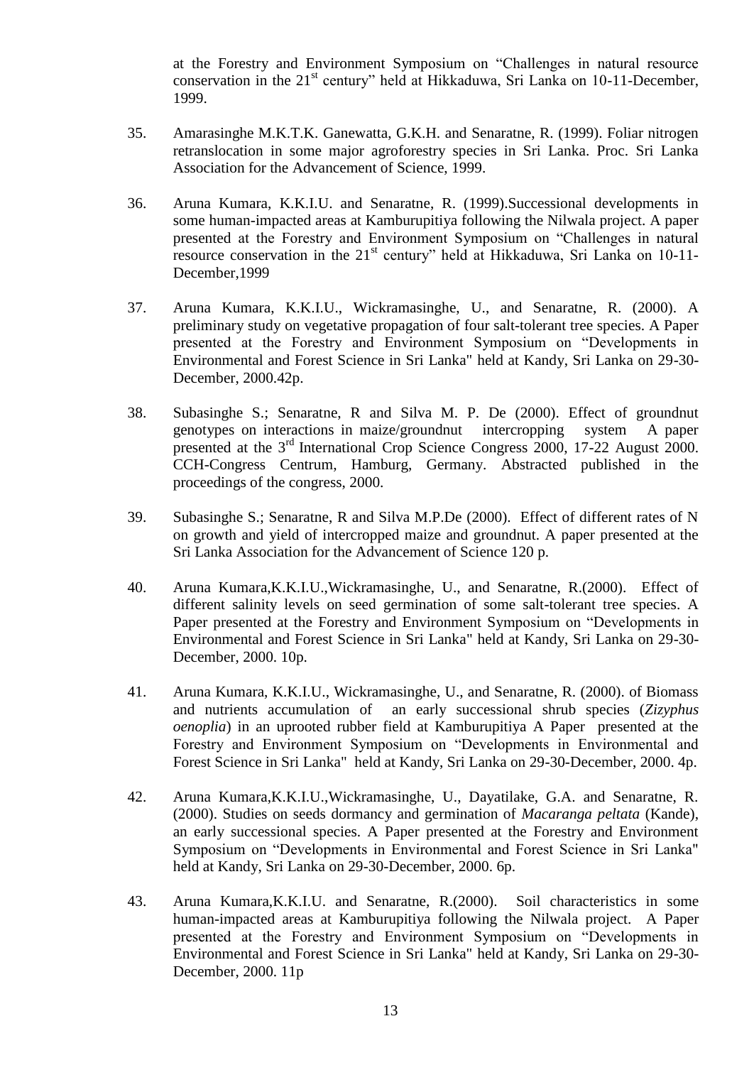at the Forestry and Environment Symposium on "Challenges in natural resource conservation in the 21st century" held at Hikkaduwa, Sri Lanka on 10-11-December, 1999.

35. Amarasinghe M.K.T.K. Ganewatta, G.K.H. and Senaratne, R. (1999). Foliar nitrogen retranslocation in some major agroforestry species in Sri Lanka. Proc. Sri Lanka Association for the Advancement of Science, 1999.

36. Aruna Kumara, K.K.I.U. and Senaratne, R. (1999).Successional developments in some human-impacted areas at Kamburupitiya following the Nilwala project. A paper presented at the Forestry and Environment Symposium on "Challenges in natural resource conservation in the 21st century" held at Hikkaduwa, Sri Lanka on 10-11-December,1999

37. Aruna Kumara, K.K.I.U., Wickramasinghe, U., and Senaratne, R. (2000). A preliminary study on vegetative propagation of four salt-tolerant tree species. A Paper presented at the Forestry and Environment Symposium on "Developments in Environmental and Forest Science in Sri Lanka" held at Kandy, Sri Lanka on 29-30-December, 2000.42p.

38. Subasinghe S.; Senaratne, R and Silva M. P. De (2000). Effect of groundnut genotypes on interactions in maize/groundnut intercropping system A paper presented at the 3rd International Crop Science Congress 2000, 17-22 August 2000. CCH-Congress Centrum, Hamburg, Germany. Abstracted published in the proceedings of the congress, 2000.

39. Subasinghe S.; Senaratne, R and Silva M.P.De (2000). Effect of different rates of N on growth and yield of intercropped maize and groundnut. A paper presented at the Sri Lanka Association for the Advancement of Science 120 p.

40. Aruna Kumara,K.K.I.U.,Wickramasinghe, U., and Senaratne, R.(2000). Effect of different salinity levels on seed germination of some salt-tolerant tree species. A Paper presented at the Forestry and Environment Symposium on "Developments in Environmental and Forest Science in Sri Lanka" held at Kandy, Sri Lanka on 29-30-December, 2000. 10p.

41. Aruna Kumara, K.K.I.U., Wickramasinghe, U., and Senaratne, R. (2000). of Biomass and nutrients accumulation of an early successional shrub species (*Zizyphus oenoplia*) in an uprooted rubber field at Kamburupitiya A Paper presented at the Forestry and Environment Symposium on "Developments in Environmental and Forest Science in Sri Lanka" held at Kandy, Sri Lanka on 29-30-December, 2000. 4p.

42. Aruna Kumara,K.K.I.U.,Wickramasinghe, U., Dayatilake, G.A. and Senaratne, R. (2000). Studies on seeds dormancy and germination of *Macaranga peltata* (Kande), an early successional species. A Paper presented at the Forestry and Environment Symposium on "Developments in Environmental and Forest Science in Sri Lanka" held at Kandy, Sri Lanka on 29-30-December, 2000. 6p.

43. Aruna Kumara,K.K.I.U. and Senaratne, R.(2000). Soil characteristics in some human-impacted areas at Kamburupitiya following the Nilwala project. A Paper presented at the Forestry and Environment Symposium on "Developments in Environmental and Forest Science in Sri Lanka" held at Kandy, Sri Lanka on 29-30-December, 2000. 11p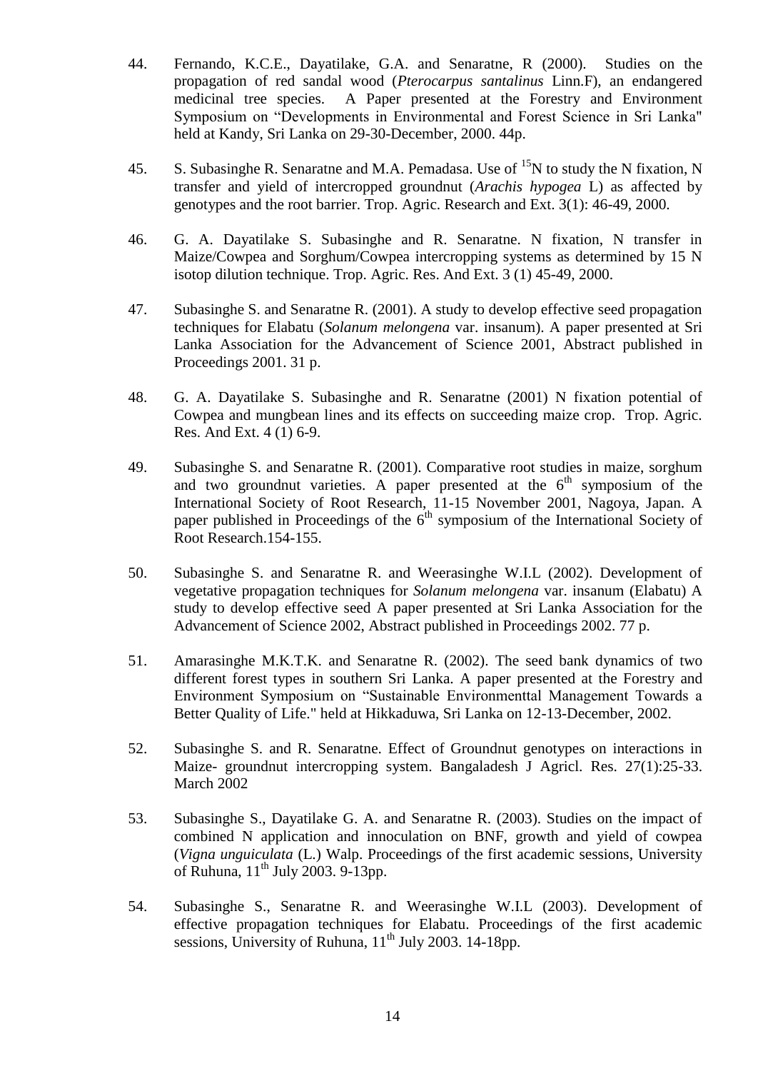44. Fernando, K.C.E., Dayatilake, G.A. and Senaratne, R (2000). Studies on the propagation of red sandal wood (*Pterocarpus santalinus* Linn.F), an endangered medicinal tree species. A Paper presented at the Forestry and Environment Symposium on "Developments in Environmental and Forest Science in Sri Lanka" held at Kandy, Sri Lanka on 29-30-December, 2000. 44p.

45. S. Subasinghe R. Senaratne and M.A. Pemadasa. Use of $^{15}N$ to study the N fixation, N transfer and yield of intercropped groundnut (*Arachis hypogea* L) as affected by genotypes and the root barrier. Trop. Agric. Research and Ext. 3(1): 46-49, 2000.

46. G. A. Dayatilake S. Subasinghe and R. Senaratne. N fixation, N transfer in Maize/Cowpea and Sorghum/Cowpea intercropping systems as determined by 15 N isotop dilution technique. Trop. Agric. Res. And Ext. 3 (1) 45-49, 2000.

47. Subasinghe S. and Senaratne R. (2001). A study to develop effective seed propagation techniques for Elabatu (*Solanum melongena* var. insanum). A paper presented at Sri Lanka Association for the Advancement of Science 2001, Abstract published in Proceedings 2001. 31 p.

48. G. A. Dayatilake S. Subasinghe and R. Senaratne (2001) N fixation potential of Cowpea and mungbean lines and its effects on succeeding maize crop. Trop. Agric. Res. And Ext. 4 (1) 6-9.

49. Subasinghe S. and Senaratne R. (2001). Comparative root studies in maize, sorghum and two groundnut varieties. A paper presented at the 6th symposium of the International Society of Root Research, 11-15 November 2001, Nagoya, Japan. A paper published in Proceedings of the 6th symposium of the International Society of Root Research.154-155.

50. Subasinghe S. and Senaratne R. and Weerasinghe W.I.L (2002). Development of vegetative propagation techniques for *Solanum melongena* var. insanum (Elabatu) A study to develop effective seed A paper presented at Sri Lanka Association for the Advancement of Science 2002, Abstract published in Proceedings 2002. 77 p.

51. Amarasinghe M.K.T.K. and Senaratne R. (2002). The seed bank dynamics of two different forest types in southern Sri Lanka. A paper presented at the Forestry and Environment Symposium on "Sustainable Environmenttal Management Towards a Better Quality of Life." held at Hikkaduwa, Sri Lanka on 12-13-December, 2002.

52. Subasinghe S. and R. Senaratne. Effect of Groundnut genotypes on interactions in Maize- groundnut intercropping system. Bangaladesh J Agricl. Res. 27(1):25-33. March 2002

53. Subasinghe S., Dayatilake G. A. and Senaratne R. (2003). Studies on the impact of combined N application and innoculation on BNF, growth and yield of cowpea (*Vigna unguiculata* (L.) Walp. Proceedings of the first academic sessions, University of Ruhuna, 11th July 2003. 9-13pp.

54. Subasinghe S., Senaratne R. and Weerasinghe W.I.L (2003). Development of effective propagation techniques for Elabatu. Proceedings of the first academic sessions, University of Ruhuna, 11th July 2003. 14-18pp.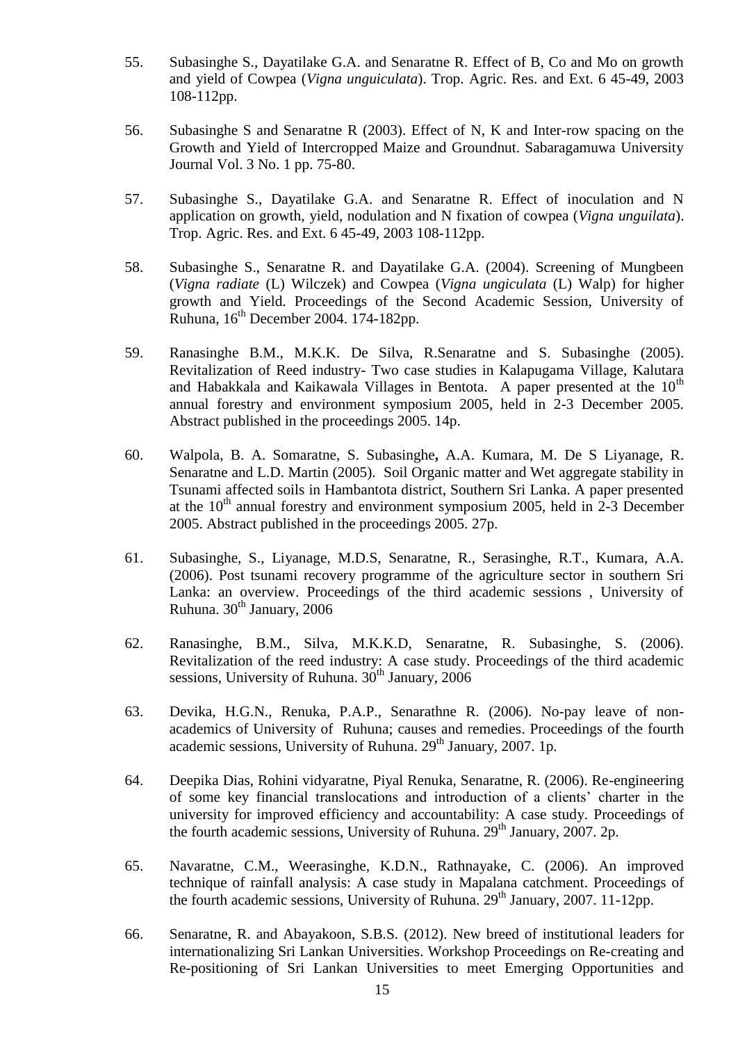55. Subasinghe S., Dayatilake G.A. and Senaratne R. Effect of B, Co and Mo on growth and yield of Cowpea (*Vigna unguiculata*). Trop. Agric. Res. and Ext. 6 45-49, 2003 108-112pp.

56. Subasinghe S and Senaratne R (2003). Effect of N, K and Inter-row spacing on the Growth and Yield of Intercropped Maize and Groundnut. Sabaragamuwa University Journal Vol. 3 No. 1 pp. 75-80.

57. Subasinghe S., Dayatilake G.A. and Senaratne R. Effect of inoculation and N application on growth, yield, nodulation and N fixation of cowpea (*Vigna unguilata*). Trop. Agric. Res. and Ext. 6 45-49, 2003 108-112pp.

58. Subasinghe S., Senaratne R. and Dayatilake G.A. (2004). Screening of Mungbeen (*Vigna radiate* (L) Wilczek) and Cowpea (*Vigna ungiculata* (L) Walp) for higher growth and Yield. Proceedings of the Second Academic Session, University of Ruhuna, 16th December 2004. 174-182pp.

59. Ranasinghe B.M., M.K.K. De Silva, R.Senaratne and S. Subasinghe (2005). Revitalization of Reed industry- Two case studies in Kalapugama Village, Kalutara and Habakkala and Kaikawala Villages in Bentota. A paper presented at the 10th annual forestry and environment symposium 2005, held in 2-3 December 2005. Abstract published in the proceedings 2005. 14p.

60. Walpola, B. A. Somaratne, S. Subasinghe**,** A.A. Kumara, M. De S Liyanage, R. Senaratne and L.D. Martin (2005). Soil Organic matter and Wet aggregate stability in Tsunami affected soils in Hambantota district, Southern Sri Lanka. A paper presented at the 10th annual forestry and environment symposium 2005, held in 2-3 December 2005. Abstract published in the proceedings 2005. 27p.

61. Subasinghe, S., Liyanage, M.D.S, Senaratne, R., Serasinghe, R.T., Kumara, A.A. (2006). Post tsunami recovery programme of the agriculture sector in southern Sri Lanka: an overview. Proceedings of the third academic sessions , University of Ruhuna. 30th January, 2006

62. Ranasinghe, B.M., Silva, M.K.K.D, Senaratne, R. Subasinghe, S. (2006). Revitalization of the reed industry: A case study. Proceedings of the third academic sessions, University of Ruhuna. 30th January, 2006

63. Devika, H.G.N., Renuka, P.A.P., Senarathne R. (2006). No-pay leave of non-academics of University of Ruhuna; causes and remedies. Proceedings of the fourth academic sessions, University of Ruhuna. 29th January, 2007. 1p.

64. Deepika Dias, Rohini vidyaratne, Piyal Renuka, Senaratne, R. (2006). Re-engineering of some key financial translocations and introduction of a clients' charter in the university for improved efficiency and accountability: A case study. Proceedings of the fourth academic sessions, University of Ruhuna. 29th January, 2007. 2p.

65. Navaratne, C.M., Weerasinghe, K.D.N., Rathnayake, C. (2006). An improved technique of rainfall analysis: A case study in Mapalana catchment. Proceedings of the fourth academic sessions, University of Ruhuna. 29th January, 2007. 11-12pp.

66. Senaratne, R. and Abayakoon, S.B.S. (2012). New breed of institutional leaders for internationalizing Sri Lankan Universities. Workshop Proceedings on Re-creating and Re-positioning of Sri Lankan Universities to meet Emerging Opportunities and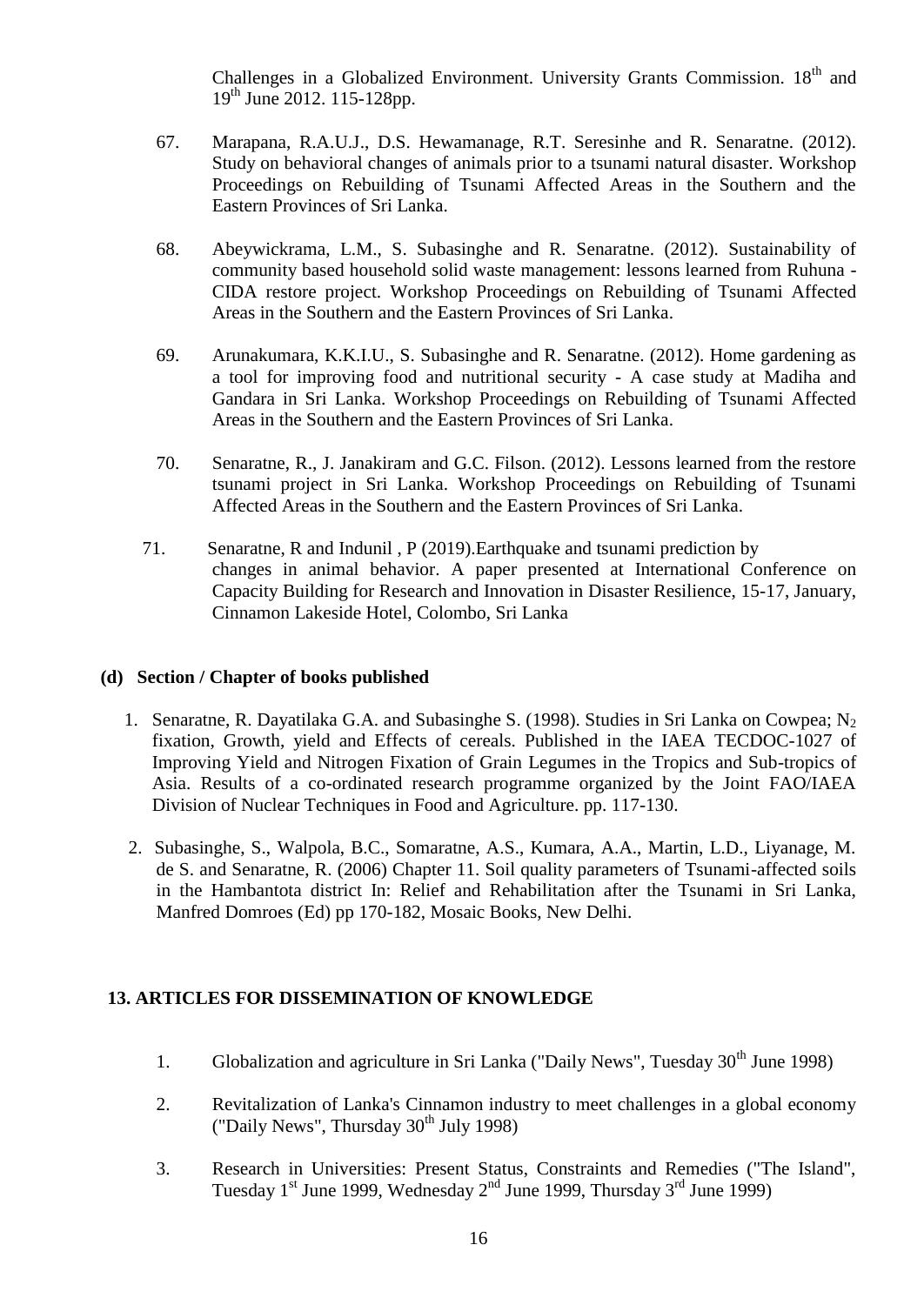Challenges in a Globalized Environment. University Grants Commission. 18th and 19th June 2012. 115-128pp.

67. Marapana, R.A.U.J., D.S. Hewamanage, R.T. Seresinhe and R. Senaratne. (2012). Study on behavioral changes of animals prior to a tsunami natural disaster. Workshop Proceedings on Rebuilding of Tsunami Affected Areas in the Southern and the Eastern Provinces of Sri Lanka.

68. Abeywickrama, L.M., S. Subasinghe and R. Senaratne. (2012). Sustainability of community based household solid waste management: lessons learned from Ruhuna - CIDA restore project. Workshop Proceedings on Rebuilding of Tsunami Affected Areas in the Southern and the Eastern Provinces of Sri Lanka.

69. Arunakumara, K.K.I.U., S. Subasinghe and R. Senaratne. (2012). Home gardening as a tool for improving food and nutritional security - A case study at Madiha and Gandara in Sri Lanka. Workshop Proceedings on Rebuilding of Tsunami Affected Areas in the Southern and the Eastern Provinces of Sri Lanka.

70. Senaratne, R., J. Janakiram and G.C. Filson. (2012). Lessons learned from the restore tsunami project in Sri Lanka. Workshop Proceedings on Rebuilding of Tsunami Affected Areas in the Southern and the Eastern Provinces of Sri Lanka.

71. Senaratne, R and Indunil , P (2019).Earthquake and tsunami prediction by changes in animal behavior. A paper presented at International Conference on Capacity Building for Research and Innovation in Disaster Resilience, 15-17, January, Cinnamon Lakeside Hotel, Colombo, Sri Lanka

### (d) Section / Chapter of books published

1. Senaratne, R. Dayatilaka G.A. and Subasinghe S. (1998). Studies in Sri Lanka on Cowpea; $N_2$ fixation, Growth, yield and Effects of cereals. Published in the IAEA TECDOC-1027 of Improving Yield and Nitrogen Fixation of Grain Legumes in the Tropics and Sub-tropics of Asia. Results of a co-ordinated research programme organized by the Joint FAO/IAEA Division of Nuclear Techniques in Food and Agriculture. pp. 117-130.

2. Subasinghe, S., Walpola, B.C., Somaratne, A.S., Kumara, A.A., Martin, L.D., Liyanage, M. de S. and Senaratne, R. (2006) Chapter 11. Soil quality parameters of Tsunami-affected soils in the Hambantota district In: Relief and Rehabilitation after the Tsunami in Sri Lanka, Manfred Domroes (Ed) pp 170-182, Mosaic Books, New Delhi.

## 13. ARTICLES FOR DISSEMINATION OF KNOWLEDGE

1. Globalization and agriculture in Sri Lanka ("Daily News", Tuesday 30th June 1998)

2. Revitalization of Lanka's Cinnamon industry to meet challenges in a global economy ("Daily News", Thursday 30th July 1998)

3. Research in Universities: Present Status, Constraints and Remedies ("The Island", Tuesday 1st June 1999, Wednesday 2nd June 1999, Thursday 3rd June 1999)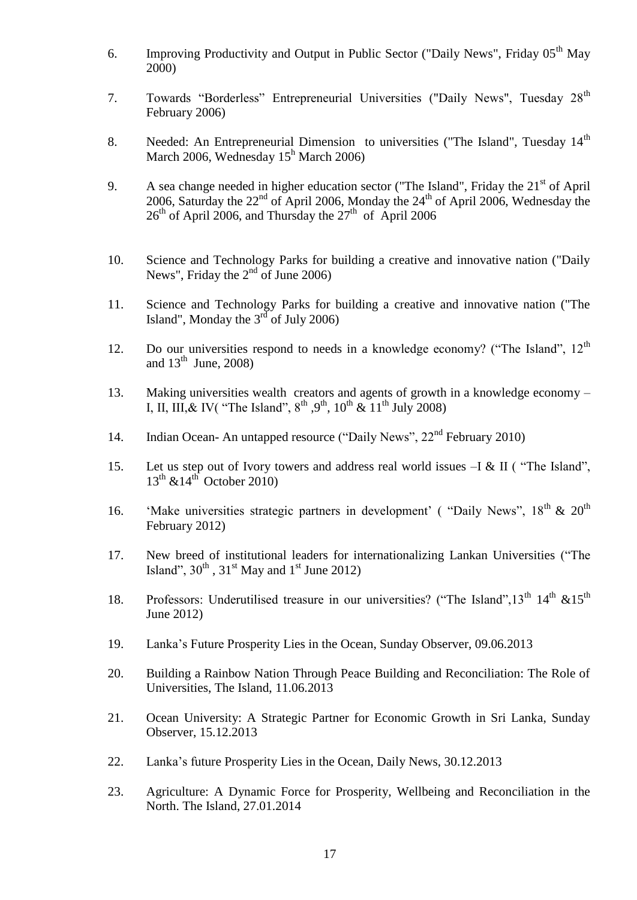6. Improving Productivity and Output in Public Sector ("Daily News", Friday 05th May 2000)

7. Towards "Borderless" Entrepreneurial Universities ("Daily News", Tuesday 28th February 2006)

8. Needed: An Entrepreneurial Dimension to universities ("The Island", Tuesday 14th March 2006, Wednesday 15h March 2006)

9. A sea change needed in higher education sector ("The Island", Friday the 21st of April 2006, Saturday the 22nd of April 2006, Monday the 24th of April 2006, Wednesday the 26th of April 2006, and Thursday the 27th of April 2006

10. Science and Technology Parks for building a creative and innovative nation ("Daily News", Friday the 2nd of June 2006)

11. Science and Technology Parks for building a creative and innovative nation ("The Island", Monday the 3rd of July 2006)

12. Do our universities respond to needs in a knowledge economy? ("The Island", 12th and 13th June, 2008)

13. Making universities wealth creators and agents of growth in a knowledge economy – I, II, III,& IV( "The Island", 8th ,9th, 10th & 11th July 2008)

14. Indian Ocean- An untapped resource ("Daily News", 22nd February 2010)

15. Let us step out of Ivory towers and address real world issues –I & II ( "The Island", 13th &14th October 2010)

16. 'Make universities strategic partners in development' ( "Daily News", 18th & 20th February 2012)

17. New breed of institutional leaders for internationalizing Lankan Universities ("The Island", 30th , 31st May and 1st June 2012)

18. Professors: Underutilised treasure in our universities? ("The Island",13th 14th &15th June 2012)

19. Lanka's Future Prosperity Lies in the Ocean, Sunday Observer, 09.06.2013

20. Building a Rainbow Nation Through Peace Building and Reconciliation: The Role of Universities, The Island, 11.06.2013

21. Ocean University: A Strategic Partner for Economic Growth in Sri Lanka, Sunday Observer, 15.12.2013

22. Lanka's future Prosperity Lies in the Ocean, Daily News, 30.12.2013

23. Agriculture: A Dynamic Force for Prosperity, Wellbeing and Reconciliation in the North. The Island, 27.01.2014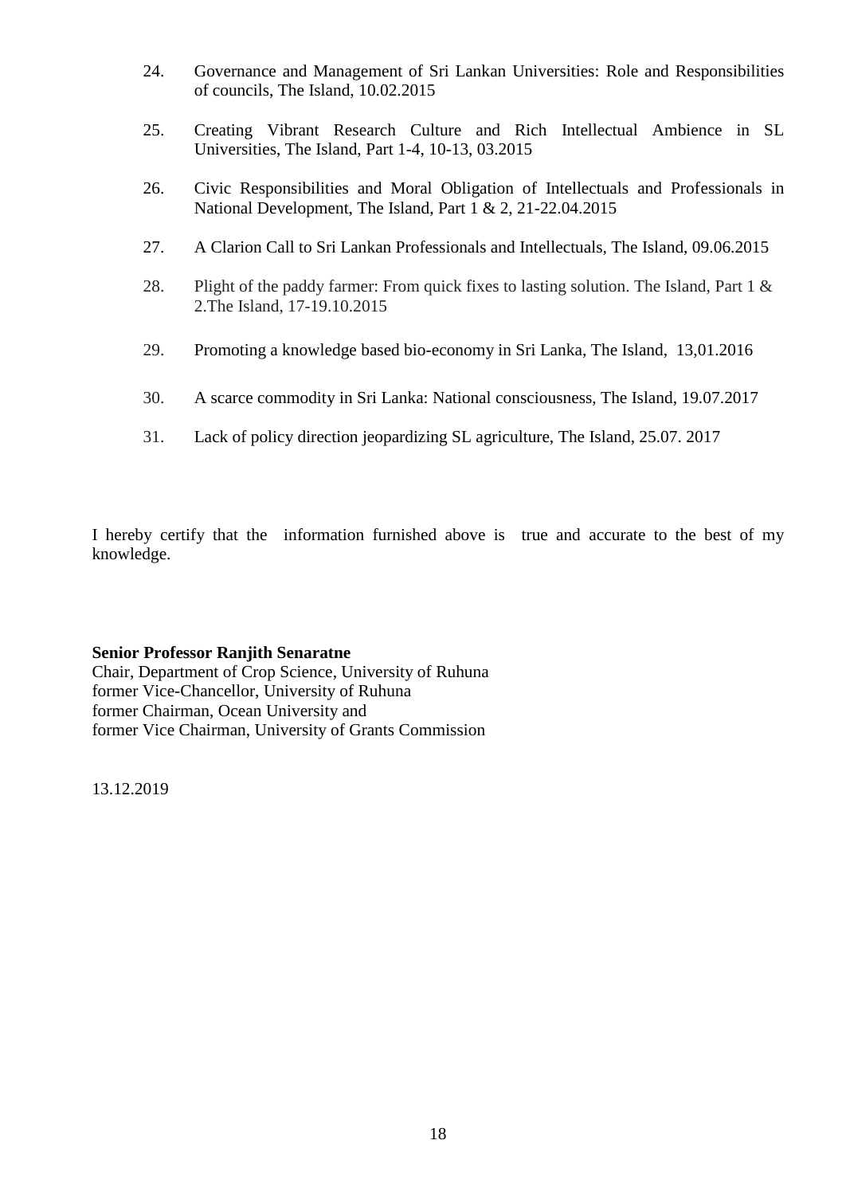24. Governance and Management of Sri Lankan Universities: Role and Responsibilities of councils, The Island, 10.02.2015

25. Creating Vibrant Research Culture and Rich Intellectual Ambience in SL Universities, The Island, Part 1-4, 10-13, 03.2015

26. Civic Responsibilities and Moral Obligation of Intellectuals and Professionals in National Development, The Island, Part 1 & 2, 21-22.04.2015

27. A Clarion Call to Sri Lankan Professionals and Intellectuals, The Island, 09.06.2015

28. Plight of the paddy farmer: From quick fixes to lasting solution. The Island, Part 1 & 2.The Island, 17-19.10.2015

29. Promoting a knowledge based bio-economy in Sri Lanka, The Island, 13,01.2016

30. A scarce commodity in Sri Lanka: National consciousness, The Island, 19.07.2017

31. Lack of policy direction jeopardizing SL agriculture, The Island, 25.07. 2017

I hereby certify that the information furnished above is true and accurate to the best of my knowledge.

**Senior Professor Ranjith Senaratne**
Chair, Department of Crop Science, University of Ruhuna
former Vice-Chancellor, University of Ruhuna
former Chairman, Ocean University and
former Vice Chairman, University of Grants Commission

13.12.2019